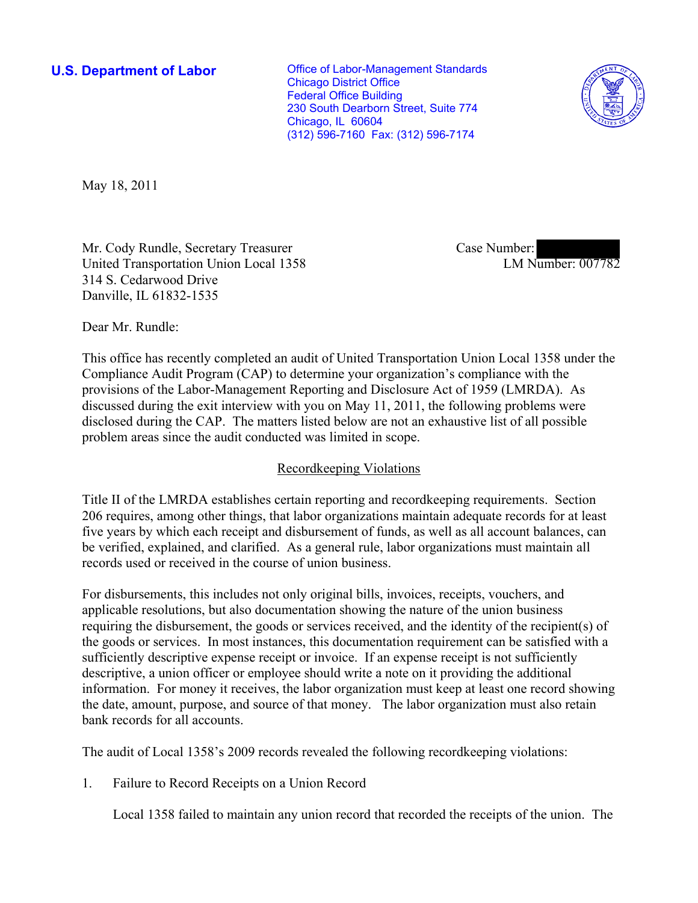**U.S. Department of Labor**

Office of Labor-Management Standards
Chicago District Office
Federal Office Building
230 South Dearborn Street, Suite 774
Chicago, IL 60604
(312) 596-7160 Fax: (312) 596-7174

May 18, 2011

Mr. Cody Rundle, Secretary Treasurer
United Transportation Union Local 1358
314 S. Cedarwood Drive
Danville, IL 61832-1535

Case Number:
LM Number: 007782

Dear Mr. Rundle:

This office has recently completed an audit of United Transportation Union Local 1358 under the Compliance Audit Program (CAP) to determine your organization's compliance with the provisions of the Labor-Management Reporting and Disclosure Act of 1959 (LMRDA). As discussed during the exit interview with you on May 11, 2011, the following problems were disclosed during the CAP. The matters listed below are not an exhaustive list of all possible problem areas since the audit conducted was limited in scope.

## Recordkeeping Violations

Title II of the LMRDA establishes certain reporting and recordkeeping requirements. Section 206 requires, among other things, that labor organizations maintain adequate records for at least five years by which each receipt and disbursement of funds, as well as all account balances, can be verified, explained, and clarified. As a general rule, labor organizations must maintain all records used or received in the course of union business.

For disbursements, this includes not only original bills, invoices, receipts, vouchers, and applicable resolutions, but also documentation showing the nature of the union business requiring the disbursement, the goods or services received, and the identity of the recipient(s) of the goods or services. In most instances, this documentation requirement can be satisfied with a sufficiently descriptive expense receipt or invoice. If an expense receipt is not sufficiently descriptive, a union officer or employee should write a note on it providing the additional information. For money it receives, the labor organization must keep at least one record showing the date, amount, purpose, and source of that money. The labor organization must also retain bank records for all accounts.

The audit of Local 1358's 2009 records revealed the following recordkeeping violations:

1. Failure to Record Receipts on a Union Record

   Local 1358 failed to maintain any union record that recorded the receipts of the union. The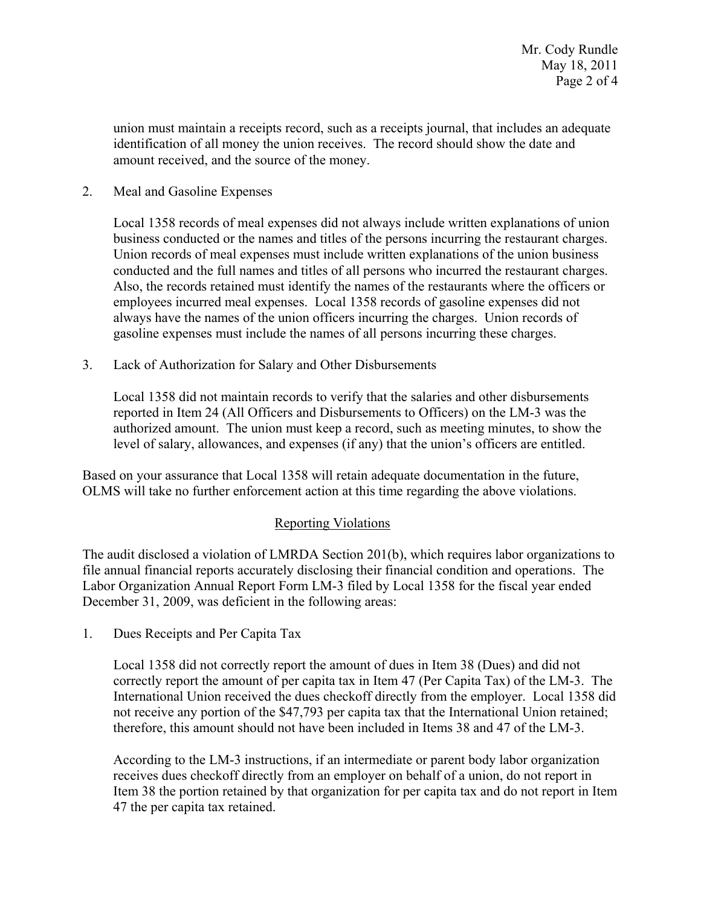union must maintain a receipts record, such as a receipts journal, that includes an adequate identification of all money the union receives. The record should show the date and amount received, and the source of the money.

2. Meal and Gasoline Expenses

   Local 1358 records of meal expenses did not always include written explanations of union business conducted or the names and titles of the persons incurring the restaurant charges. Union records of meal expenses must include written explanations of the union business conducted and the full names and titles of all persons who incurred the restaurant charges. Also, the records retained must identify the names of the restaurants where the officers or employees incurred meal expenses. Local 1358 records of gasoline expenses did not always have the names of the union officers incurring the charges. Union records of gasoline expenses must include the names of all persons incurring these charges.

3. Lack of Authorization for Salary and Other Disbursements

   Local 1358 did not maintain records to verify that the salaries and other disbursements reported in Item 24 (All Officers and Disbursements to Officers) on the LM-3 was the authorized amount. The union must keep a record, such as meeting minutes, to show the level of salary, allowances, and expenses (if any) that the union's officers are entitled.

Based on your assurance that Local 1358 will retain adequate documentation in the future, OLMS will take no further enforcement action at this time regarding the above violations.

## Reporting Violations

The audit disclosed a violation of LMRDA Section 201(b), which requires labor organizations to file annual financial reports accurately disclosing their financial condition and operations. The Labor Organization Annual Report Form LM-3 filed by Local 1358 for the fiscal year ended December 31, 2009, was deficient in the following areas:

1. Dues Receipts and Per Capita Tax

   Local 1358 did not correctly report the amount of dues in Item 38 (Dues) and did not correctly report the amount of per capita tax in Item 47 (Per Capita Tax) of the LM-3. The International Union received the dues checkoff directly from the employer. Local 1358 did not receive any portion of the $47,793 per capita tax that the International Union retained; therefore, this amount should not have been included in Items 38 and 47 of the LM-3.

   According to the LM-3 instructions, if an intermediate or parent body labor organization receives dues checkoff directly from an employer on behalf of a union, do not report in Item 38 the portion retained by that organization for per capita tax and do not report in Item 47 the per capita tax retained.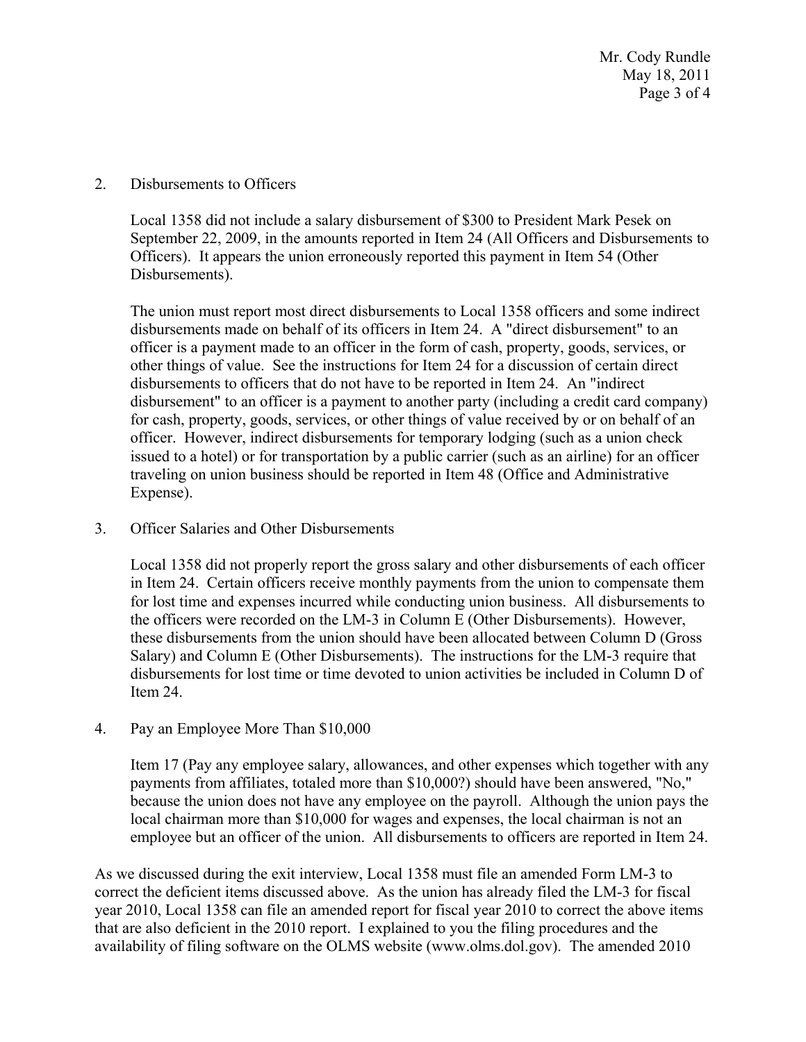2. Disbursements to Officers

   Local 1358 did not include a salary disbursement of $300 to President Mark Pesek on September 22, 2009, in the amounts reported in Item 24 (All Officers and Disbursements to Officers). It appears the union erroneously reported this payment in Item 54 (Other Disbursements).

   The union must report most direct disbursements to Local 1358 officers and some indirect disbursements made on behalf of its officers in Item 24. A "direct disbursement" to an officer is a payment made to an officer in the form of cash, property, goods, services, or other things of value. See the instructions for Item 24 for a discussion of certain direct disbursements to officers that do not have to be reported in Item 24. An "indirect disbursement" to an officer is a payment to another party (including a credit card company) for cash, property, goods, services, or other things of value received by or on behalf of an officer. However, indirect disbursements for temporary lodging (such as a union check issued to a hotel) or for transportation by a public carrier (such as an airline) for an officer traveling on union business should be reported in Item 48 (Office and Administrative Expense).

3. Officer Salaries and Other Disbursements

   Local 1358 did not properly report the gross salary and other disbursements of each officer in Item 24. Certain officers receive monthly payments from the union to compensate them for lost time and expenses incurred while conducting union business. All disbursements to the officers were recorded on the LM-3 in Column E (Other Disbursements). However, these disbursements from the union should have been allocated between Column D (Gross Salary) and Column E (Other Disbursements). The instructions for the LM-3 require that disbursements for lost time or time devoted to union activities be included in Column D of Item 24.

4. Pay an Employee More Than $10,000

   Item 17 (Pay any employee salary, allowances, and other expenses which together with any payments from affiliates, totaled more than $10,000?) should have been answered, "No," because the union does not have any employee on the payroll. Although the union pays the local chairman more than $10,000 for wages and expenses, the local chairman is not an employee but an officer of the union. All disbursements to officers are reported in Item 24.

As we discussed during the exit interview, Local 1358 must file an amended Form LM-3 to correct the deficient items discussed above. As the union has already filed the LM-3 for fiscal year 2010, Local 1358 can file an amended report for fiscal year 2010 to correct the above items that are also deficient in the 2010 report. I explained to you the filing procedures and the availability of filing software on the OLMS website (www.olms.dol.gov). The amended 2010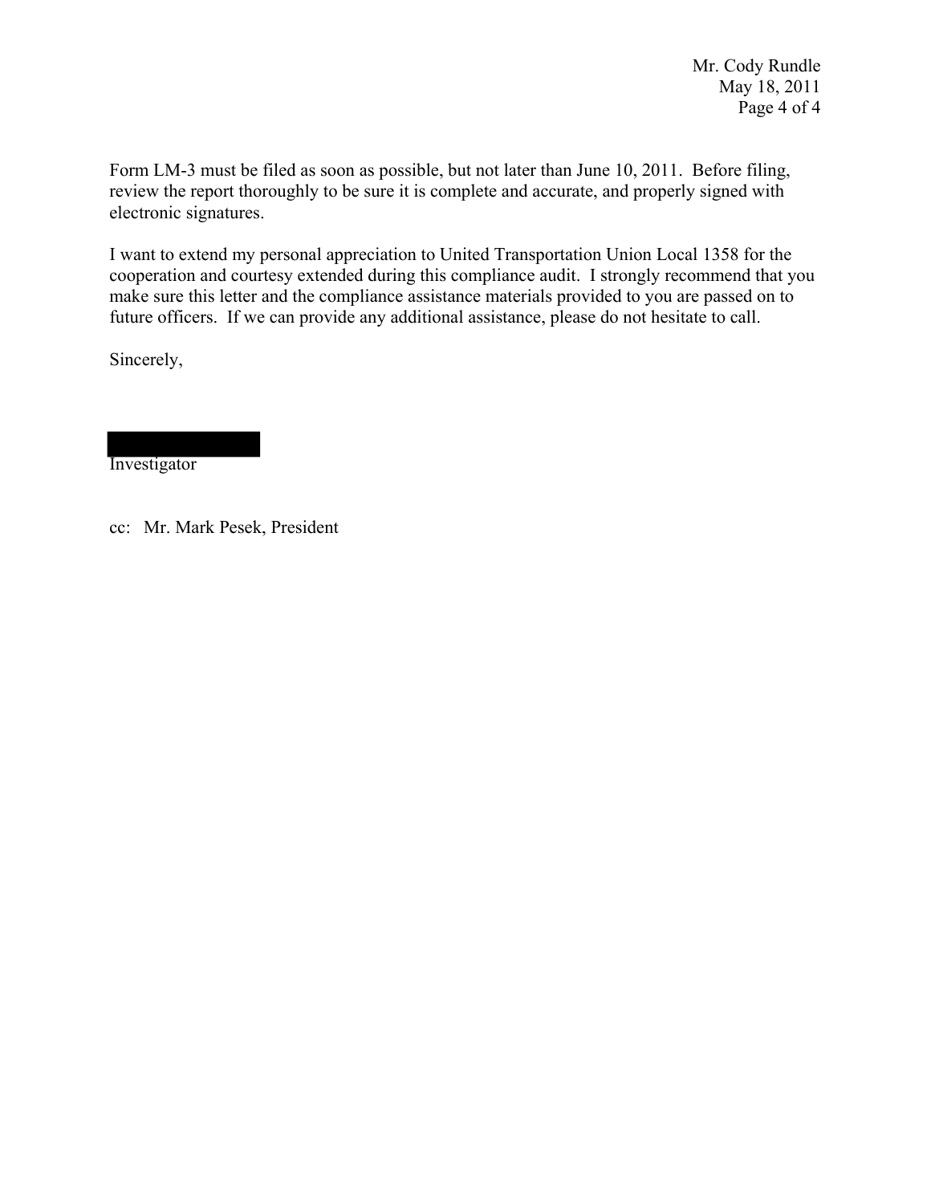Form LM-3 must be filed as soon as possible, but not later than June 10, 2011. Before filing, review the report thoroughly to be sure it is complete and accurate, and properly signed with electronic signatures.

I want to extend my personal appreciation to United Transportation Union Local 1358 for the cooperation and courtesy extended during this compliance audit. I strongly recommend that you make sure this letter and the compliance assistance materials provided to you are passed on to future officers. If we can provide any additional assistance, please do not hesitate to call.

Sincerely,

Investigator

cc: Mr. Mark Pesek, President